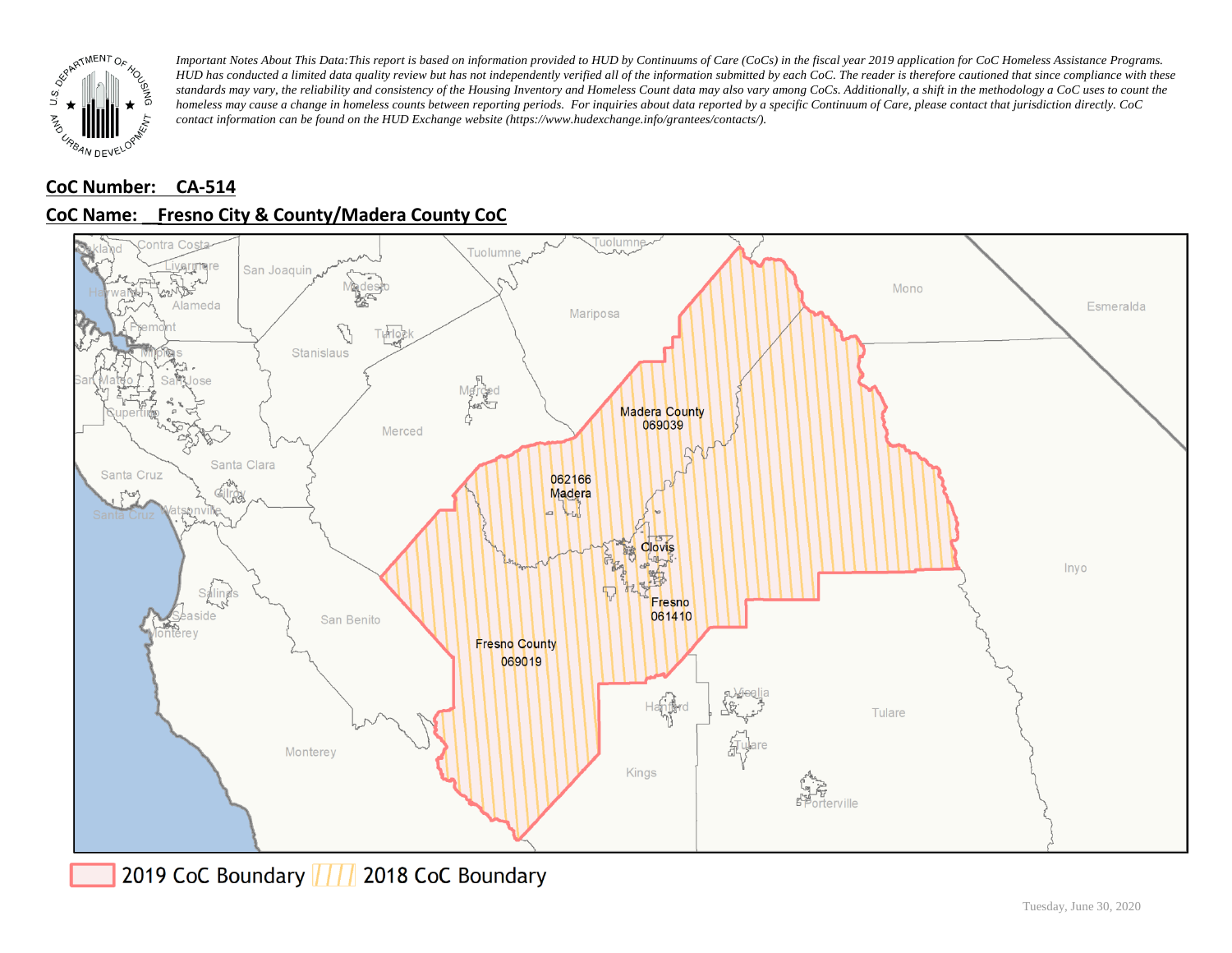*Important Notes About This Data: This report is based on information provided to HUD by Continuums of Care (CoCs) in the fiscal year 2019 application for CoC Homeless Assistance Programs. HUD has conducted a limited data quality review but has not independently verified all of the information submitted by each CoC. The reader is therefore cautioned that since compliance with these standards may vary, the reliability and consistency of the Housing Inventory and Homeless Count data may also vary among CoCs. Additionally, a shift in the methodology a CoC uses to count the homeless may cause a change in homeless counts between reporting periods. For inquiries about data reported by a specific Continuum of Care, please contact that jurisdiction directly. CoC contact information can be found on the HUD Exchange website (https://www.hudexchange.info/grantees/contacts/).*

**CoC Number: CA-514**

**CoC Name: Fresno City & County/Madera County CoC**

2019 CoC Boundary | 2018 CoC Boundary

Tuesday, June 30, 2020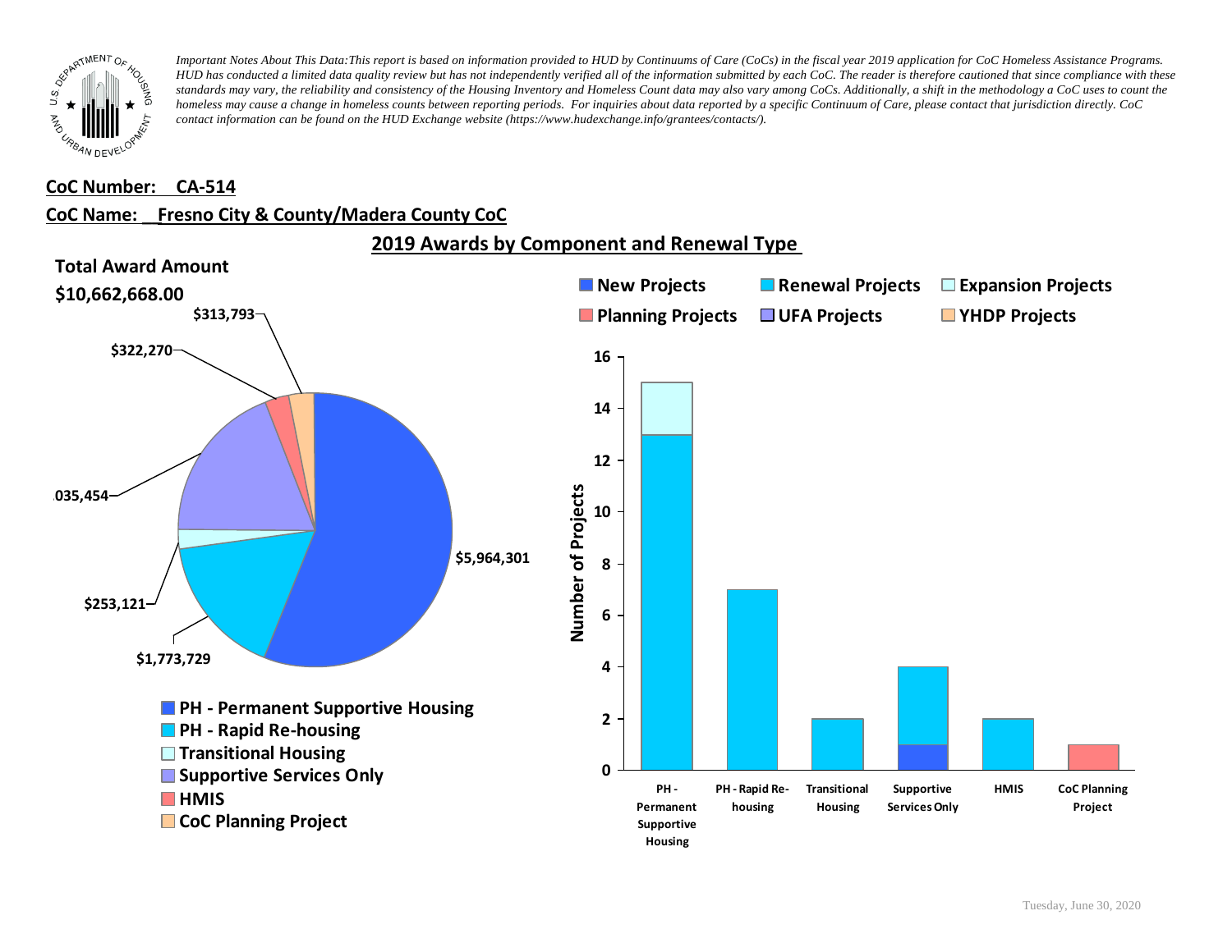*Important Notes About This Data:This report is based on information provided to HUD by Continuums of Care (CoCs) in the fiscal year 2019 application for CoC Homeless Assistance Programs. HUD has conducted a limited data quality review but has not independently verified all of the information submitted by each CoC. The reader is therefore cautioned that since compliance with these standards may vary, the reliability and consistency of the Housing Inventory and Homeless Count data may also vary among CoCs. Additionally, a shift in the methodology a CoC uses to count the homeless may cause a change in homeless counts between reporting periods. For inquiries about data reported by a specific Continuum of Care, please contact that jurisdiction directly. CoC contact information can be found on the HUD Exchange website (https://www.hudexchange.info/grantees/contacts/).*

**CoC Number: CA-514**

**CoC Name: Fresno City & County/Madera County CoC**

## 2019 Awards by Component and Renewal Type

**Total Award Amount**

**$10,662,668.00**

| Component | Award Amount |
| --- | --- |
| PH - Permanent Supportive Housing | $5,964,301 |
| PH - Rapid Re-housing | $1,773,729 |
| Transitional Housing | $253,121 |
| Supportive Services Only | ,035,454 |
| HMIS | $322,270 |
| CoC Planning Project | $313,793 |

Number of Projects

| Component | New Projects | Renewal Projects | Expansion Projects | Planning Projects | UFA Projects | YHDP Projects |
| --- | --- | --- | --- | --- | --- | --- |
| PH - Permanent Supportive Housing | | 13 | 2 | | | |
| PH - Rapid Re-housing | | 7 | | | | |
| Transitional Housing | | 2 | | | | |
| Supportive Services Only | 1 | 3 | | | | |
| HMIS | | 2 | | | | |
| CoC Planning Project | | | | 1 | | |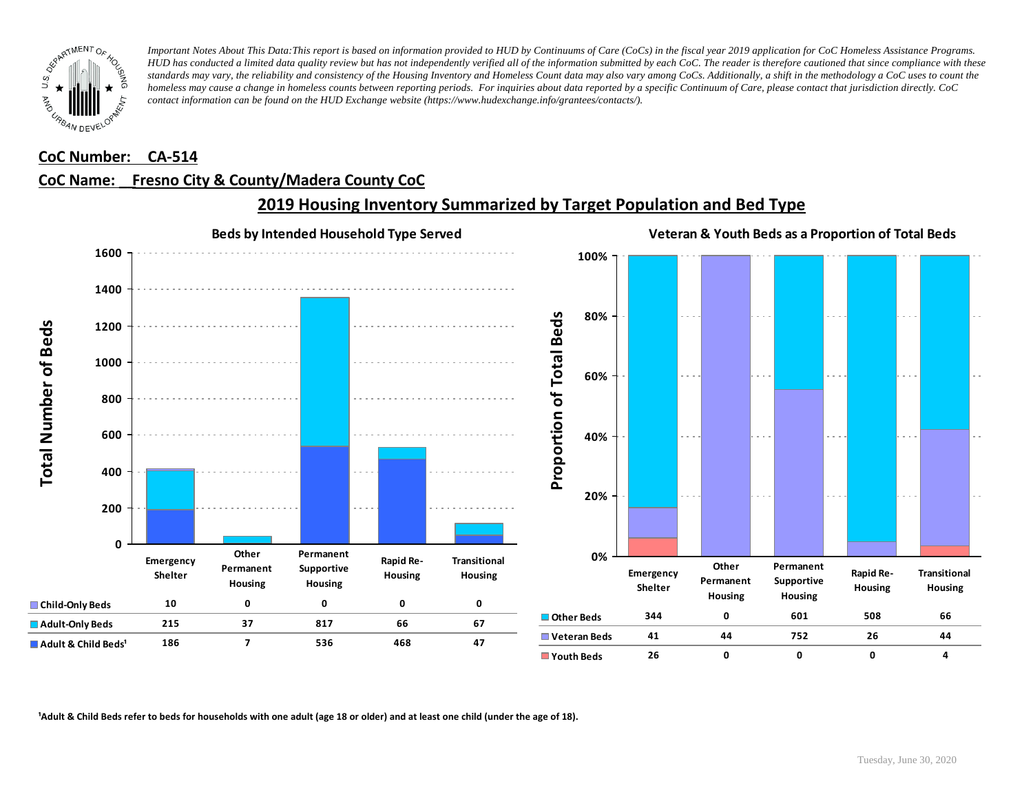*Important Notes About This Data:This report is based on information provided to HUD by Continuums of Care (CoCs) in the fiscal year 2019 application for CoC Homeless Assistance Programs. HUD has conducted a limited data quality review but has not independently verified all of the information submitted by each CoC. The reader is therefore cautioned that since compliance with these standards may vary, the reliability and consistency of the Housing Inventory and Homeless Count data may also vary among CoCs. Additionally, a shift in the methodology a CoC uses to count the homeless may cause a change in homeless counts between reporting periods. For inquiries about data reported by a specific Continuum of Care, please contact that jurisdiction directly. CoC contact information can be found on the HUD Exchange website (https://www.hudexchange.info/grantees/contacts/).*

**CoC Number: CA-514**

**CoC Name: Fresno City & County/Madera County CoC**

## 2019 Housing Inventory Summarized by Target Population and Bed Type

### Beds by Intended Household Type Served

| | Emergency Shelter | Other Permanent Housing | Permanent Supportive Housing | Rapid Re-Housing | Transitional Housing |
|---|---|---|---|---|---|
| Child-Only Beds | 10 | 0 | 0 | 0 | 0 |
| Adult-Only Beds | 215 | 37 | 817 | 66 | 67 |
| Adult & Child Beds[1] | 186 | 7 | 536 | 468 | 47 |

### Veteran & Youth Beds as a Proportion of Total Beds

| | Emergency Shelter | Other Permanent Housing | Permanent Supportive Housing | Rapid Re-Housing | Transitional Housing |
|---|---|---|---|---|---|
| Other Beds | 344 | 0 | 601 | 508 | 66 |
| Veteran Beds | 41 | 44 | 752 | 26 | 44 |
| Youth Beds | 26 | 0 | 0 | 0 | 4 |

[1]Adult & Child Beds refer to beds for households with one adult (age 18 or older) and at least one child (under the age of 18).

Tuesday, June 30, 2020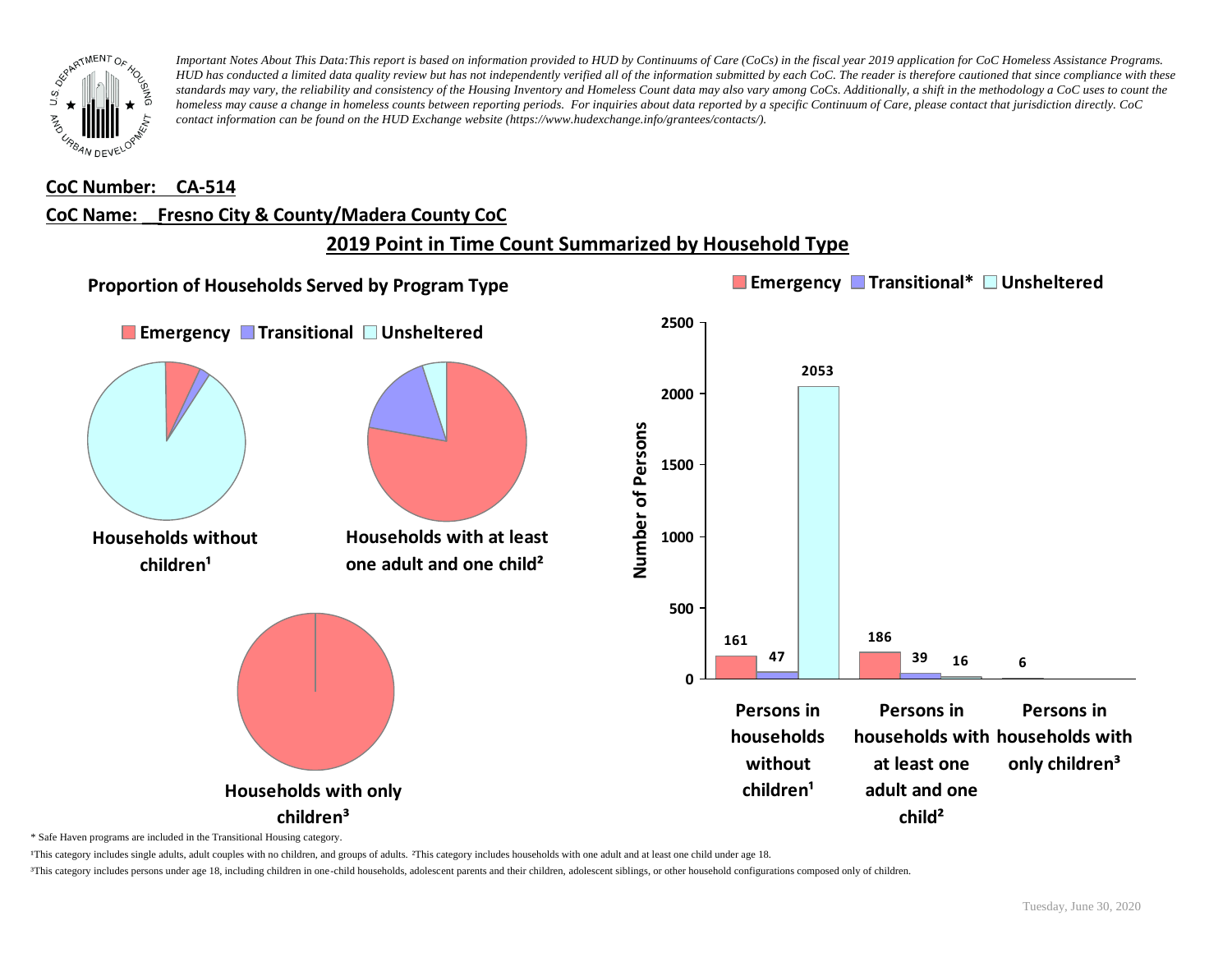*Important Notes About This Data:This report is based on information provided to HUD by Continuums of Care (CoCs) in the fiscal year 2019 application for CoC Homeless Assistance Programs. HUD has conducted a limited data quality review but has not independently verified all of the information submitted by each CoC. The reader is therefore cautioned that since compliance with these standards may vary, the reliability and consistency of the Housing Inventory and Homeless Count data may also vary among CoCs. Additionally, a shift in the methodology a CoC uses to count the homeless may cause a change in homeless counts between reporting periods. For inquiries about data reported by a specific Continuum of Care, please contact that jurisdiction directly. CoC contact information can be found on the HUD Exchange website (https://www.hudexchange.info/grantees/contacts/).*

**CoC Number: CA-514**

**CoC Name: Fresno City & County/Madera County CoC**

## 2019 Point in Time Count Summarized by Household Type

### Proportion of Households Served by Program Type

Emergency | Transitional | Unsheltered

Households without children¹

Households with at least one adult and one child²

Households with only children³

Emergency | Transitional* | Unsheltered

| | Emergency | Transitional* | Unsheltered |
|---|---|---|---|
| Persons in households without children¹ | 161 | 47 | 2053 |
| Persons in households with at least one adult and one child² | 186 | 39 | 16 |
| Persons in households with only children³ | 6 | | |

\* Safe Haven programs are included in the Transitional Housing category.

¹This category includes single adults, adult couples with no children, and groups of adults. ²This category includes households with one adult and at least one child under age 18.

³This category includes persons under age 18, including children in one-child households, adolescent parents and their children, adolescent siblings, or other household configurations composed only of children.

Tuesday, June 30, 2020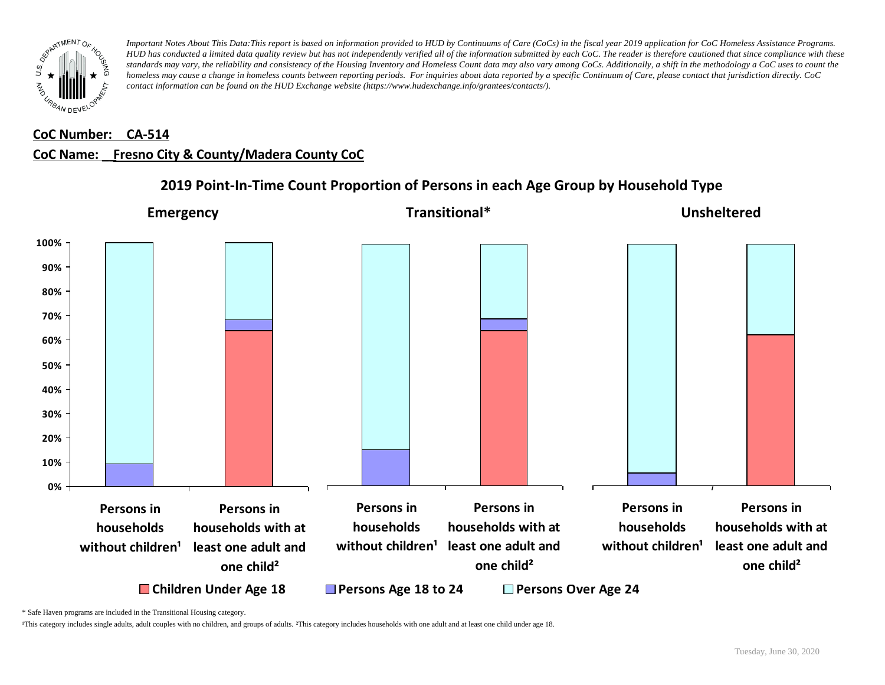*Important Notes About This Data:This report is based on information provided to HUD by Continuums of Care (CoCs) in the fiscal year 2019 application for CoC Homeless Assistance Programs. HUD has conducted a limited data quality review but has not independently verified all of the information submitted by each CoC. The reader is therefore cautioned that since compliance with these standards may vary, the reliability and consistency of the Housing Inventory and Homeless Count data may also vary among CoCs. Additionally, a shift in the methodology a CoC uses to count the homeless may cause a change in homeless counts between reporting periods. For inquiries about data reported by a specific Continuum of Care, please contact that jurisdiction directly. CoC contact information can be found on the HUD Exchange website (https://www.hudexchange.info/grantees/contacts/).*

**CoC Number: CA-514**

**CoC Name: Fresno City & County/Madera County CoC**

## 2019 Point-In-Time Count Proportion of Persons in each Age Group by Household Type

**Emergency** | **Transitional*** | **Unsheltered**

Y-axis: 0%, 10%, 20%, 30%, 40%, 50%, 60%, 70%, 80%, 90%, 100%

Categories (for each of Emergency, Transitional*, Unsheltered):
- Persons in households without children¹
- Persons in households with at least one adult and one child²

Legend: Children Under Age 18 | Persons Age 18 to 24 | Persons Over Age 24

\* Safe Haven programs are included in the Transitional Housing category.

¹This category includes single adults, adult couples with no children, and groups of adults. ²This category includes households with one adult and at least one child under age 18.

Tuesday, June 30, 2020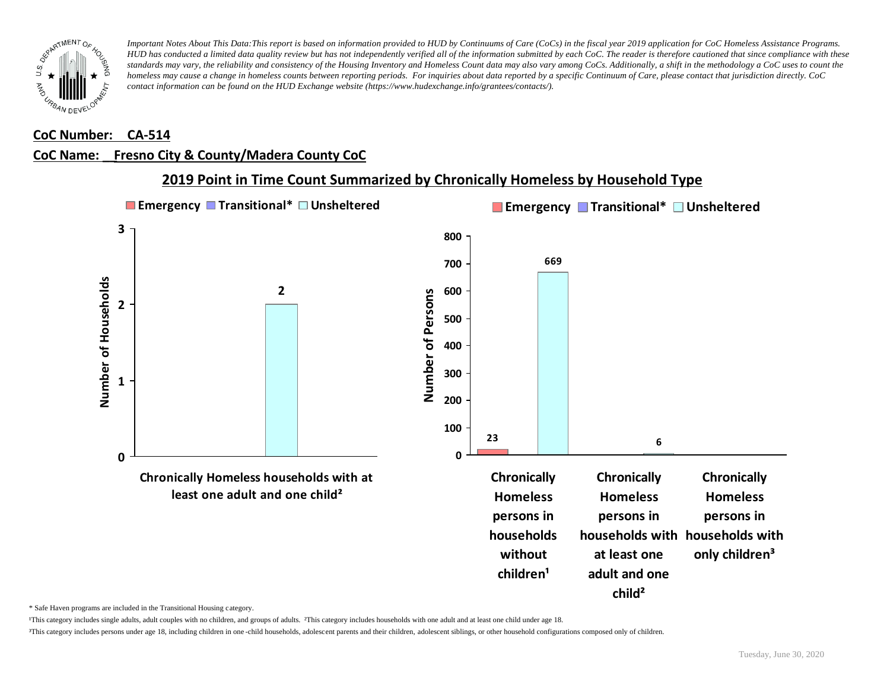*Important Notes About This Data:This report is based on information provided to HUD by Continuums of Care (CoCs) in the fiscal year 2019 application for CoC Homeless Assistance Programs. HUD has conducted a limited data quality review but has not independently verified all of the information submitted by each CoC. The reader is therefore cautioned that since compliance with these standards may vary, the reliability and consistency of the Housing Inventory and Homeless Count data may also vary among CoCs. Additionally, a shift in the methodology a CoC uses to count the homeless may cause a change in homeless counts between reporting periods. For inquiries about data reported by a specific Continuum of Care, please contact that jurisdiction directly. CoC contact information can be found on the HUD Exchange website (https://www.hudexchange.info/grantees/contacts/).*

**CoC Number: CA-514**

**CoC Name: Fresno City & County/Madera County CoC**

## 2019 Point in Time Count Summarized by Chronically Homeless by Household Type

Emergency | Transitional* | Unsheltered

Number of Households

| | Emergency | Transitional* | Unsheltered |
|---|---|---|---|
| Chronically Homeless households with at least one adult and one child² | | | 2 |

Number of Persons

| | Emergency | Transitional* | Unsheltered |
|---|---|---|---|
| Chronically Homeless persons in households without children¹ | 23 | | 669 |
| Chronically Homeless persons in households with at least one adult and one child² | | | 6 |
| Chronically Homeless persons in households with only children³ | | | |

\* Safe Haven programs are included in the Transitional Housing category.

¹This category includes single adults, adult couples with no children, and groups of adults. ²This category includes households with one adult and at least one child under age 18.

³This category includes persons under age 18, including children in one-child households, adolescent parents and their children, adolescent siblings, or other household configurations composed only of children.

Tuesday, June 30, 2020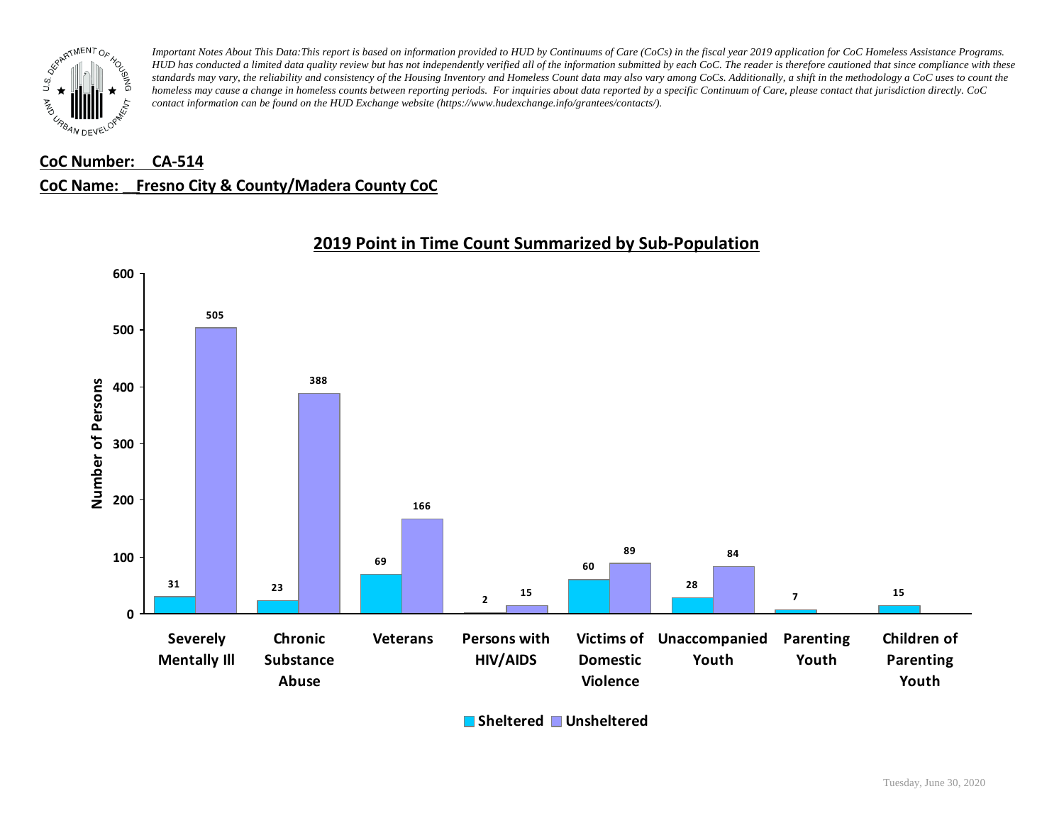*Important Notes About This Data:This report is based on information provided to HUD by Continuums of Care (CoCs) in the fiscal year 2019 application for CoC Homeless Assistance Programs. HUD has conducted a limited data quality review but has not independently verified all of the information submitted by each CoC. The reader is therefore cautioned that since compliance with these standards may vary, the reliability and consistency of the Housing Inventory and Homeless Count data may also vary among CoCs. Additionally, a shift in the methodology a CoC uses to count the homeless may cause a change in homeless counts between reporting periods. For inquiries about data reported by a specific Continuum of Care, please contact that jurisdiction directly. CoC contact information can be found on the HUD Exchange website (https://www.hudexchange.info/grantees/contacts/).*

**CoC Number: CA-514**

**CoC Name: Fresno City & County/Madera County CoC**

## 2019 Point in Time Count Summarized by Sub-Population

Number of Persons

0
100
200
300
400
500
600

Severely Mentally Ill: 31, 505
Chronic Substance Abuse: 23, 388
Veterans: 69, 166
Persons with HIV/AIDS: 2, 15
Victims of Domestic Violence: 60, 89
Unaccompanied Youth: 28, 84
Parenting Youth: 7
Children of Parenting Youth: 15

Sheltered
Unsheltered

Tuesday, June 30, 2020